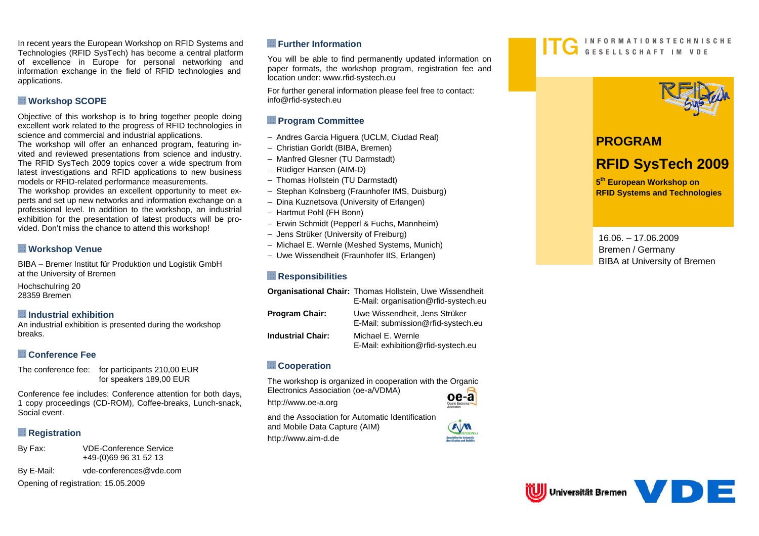In recent years the European Workshop on RFID Systems and Technologies (RFID SysTech) has become a central platform of excellence in Europe for personal networking and information exchange in the field of RFID technologies and applications.

## Workshop SCOPE

Objective of this workshop is to bring together people doing excellent work related to the progress of RFID technologies in science and commercial and industrial applications.
The workshop will offer an enhanced program, featuring invited and reviewed presentations from science and industry. The RFID SysTech 2009 topics cover a wide spectrum from latest investigations and RFID applications to new business models or RFID-related performance measurements.
The workshop provides an excellent opportunity to meet experts and set up new networks and information exchange on a professional level. In addition to the workshop, an industrial exhibition for the presentation of latest products will be provided. Don't miss the chance to attend this workshop!

## Workshop Venue

BIBA – Bremer Institut für Produktion und Logistik GmbH
at the University of Bremen

Hochschulring 20
28359 Bremen

## Industrial exhibition

An industrial exhibition is presented during the workshop breaks.

## Conference Fee

The conference fee: for participants 210,00 EUR
for speakers 189,00 EUR

Conference fee includes: Conference attention for both days, 1 copy proceedings (CD-ROM), Coffee-breaks, Lunch-snack, Social event.

## Registration

| | |
|---|---|
| By Fax: | VDE-Conference Service +49-(0)69 96 31 52 13 |
| By E-Mail: | vde-conferences@vde.com |

Opening of registration: 15.05.2009

## Further Information

You will be able to find permanently updated information on paper formats, the workshop program, registration fee and location under: www.rfid-systech.eu

For further general information please feel free to contact: info@rfid-systech.eu

## Program Committee

- Andres Garcia Higuera (UCLM, Ciudad Real)
- Christian Gorldt (BIBA, Bremen)
- Manfred Glesner (TU Darmstadt)
- Rüdiger Hansen (AIM-D)
- Thomas Hollstein (TU Darmstadt)
- Stephan Kolnsberg (Fraunhofer IMS, Duisburg)
- Dina Kuznetsova (University of Erlangen)
- Hartmut Pohl (FH Bonn)
- Erwin Schmidt (Pepperl & Fuchs, Mannheim)
- Jens Strüker (University of Freiburg)
- Michael E. Wernle (Meshed Systems, Munich)
- Uwe Wissendheit (Fraunhofer IIS, Erlangen)

## Responsibilities

| | |
|---|---|
| **Organisational Chair:** | Thomas Hollstein, Uwe Wissendheit<br>E-Mail: organisation@rfid-systech.eu |
| **Program Chair:** | Uwe Wissendheit, Jens Strüker<br>E-Mail: submission@rfid-systech.eu |
| **Industrial Chair:** | Michael E. Wernle<br>E-Mail: exhibition@rfid-systech.eu |

## Cooperation

The workshop is organized in cooperation with the Organic Electronics Association (oe-a/VDMA)

http://www.oe-a.org

and the Association for Automatic Identification and Mobile Data Capture (AIM)

http://www.aim-d.de

ITG INFORMATIONSTECHNISCHE GESELLSCHAFT IM VDE

# PROGRAM

# RFID SysTech 2009

**5th European Workshop on RFID Systems and Technologies**

16.06. – 17.06.2009
Bremen / Germany
BIBA at University of Bremen

Universität Bremen VDE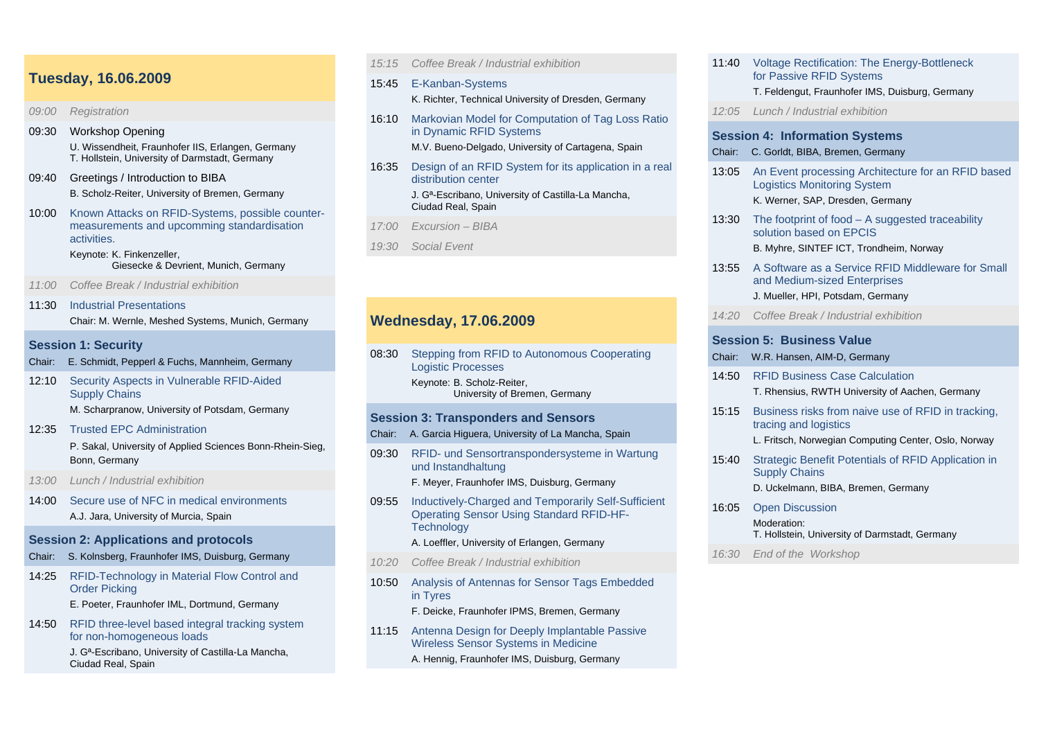## Tuesday, 16.06.2009

*09:00 Registration*

**09:30** Workshop Opening
U. Wissendheit, Fraunhofer IIS, Erlangen, Germany
T. Hollstein, University of Darmstadt, Germany

**09:40** Greetings / Introduction to BIBA
B. Scholz-Reiter, University of Bremen, Germany

**10:00** Known Attacks on RFID-Systems, possible counter-measurements and upcomming standardisation activities.
Keynote: K. Finkenzeller,
Giesecke & Devrient, Munich, Germany

*11:00 Coffee Break / Industrial exhibition*

**11:30** Industrial Presentations
Chair: M. Wernle, Meshed Systems, Munich, Germany

### Session 1: Security

Chair: E. Schmidt, Pepperl & Fuchs, Mannheim, Germany

**12:10** Security Aspects in Vulnerable RFID-Aided Supply Chains
M. Scharpranow, University of Potsdam, Germany

**12:35** Trusted EPC Administration
P. Sakal, University of Applied Sciences Bonn-Rhein-Sieg, Bonn, Germany

*13:00 Lunch / Industrial exhibition*

**14:00** Secure use of NFC in medical environments
A.J. Jara, University of Murcia, Spain

### Session 2: Applications and protocols

Chair: S. Kolnsberg, Fraunhofer IMS, Duisburg, Germany

**14:25** RFID-Technology in Material Flow Control and Order Picking
E. Poeter, Fraunhofer IML, Dortmund, Germany

**14:50** RFID three-level based integral tracking system for non-homogeneous loads
J. Gª-Escribano, University of Castilla-La Mancha, Ciudad Real, Spain

*15:15 Coffee Break / Industrial exhibition*

**15:45** E-Kanban-Systems
K. Richter, Technical University of Dresden, Germany

**16:10** Markovian Model for Computation of Tag Loss Ratio in Dynamic RFID Systems
M.V. Bueno-Delgado, University of Cartagena, Spain

**16:35** Design of an RFID System for its application in a real distribution center
J. Gª-Escribano, University of Castilla-La Mancha, Ciudad Real, Spain

*17:00 Excursion – BIBA*

*19:30 Social Event*

## Wednesday, 17.06.2009

**08:30** Stepping from RFID to Autonomous Cooperating Logistic Processes
Keynote: B. Scholz-Reiter,
University of Bremen, Germany

### Session 3: Transponders and Sensors

Chair: A. Garcia Higuera, University of La Mancha, Spain

**09:30** RFID- und Sensortranspondersysteme in Wartung und Instandhaltung
F. Meyer, Fraunhofer IMS, Duisburg, Germany

**09:55** Inductively-Charged and Temporarily Self-Sufficient Operating Sensor Using Standard RFID-HF-Technology
A. Loeffler, University of Erlangen, Germany

*10:20 Coffee Break / Industrial exhibition*

**10:50** Analysis of Antennas for Sensor Tags Embedded in Tyres
F. Deicke, Fraunhofer IPMS, Bremen, Germany

**11:15** Antenna Design for Deeply Implantable Passive Wireless Sensor Systems in Medicine
A. Hennig, Fraunhofer IMS, Duisburg, Germany

**11:40** Voltage Rectification: The Energy-Bottleneck for Passive RFID Systems
T. Feldengut, Fraunhofer IMS, Duisburg, Germany

*12:05 Lunch / Industrial exhibition*

### Session 4: Information Systems

Chair: C. Gorldt, BIBA, Bremen, Germany

**13:05** An Event processing Architecture for an RFID based Logistics Monitoring System
K. Werner, SAP, Dresden, Germany

**13:30** The footprint of food – A suggested traceability solution based on EPCIS
B. Myhre, SINTEF ICT, Trondheim, Norway

**13:55** A Software as a Service RFID Middleware for Small and Medium-sized Enterprises
J. Mueller, HPI, Potsdam, Germany

*14:20 Coffee Break / Industrial exhibition*

### Session 5: Business Value

Chair: W.R. Hansen, AIM-D, Germany

**14:50** RFID Business Case Calculation
T. Rhensius, RWTH University of Aachen, Germany

**15:15** Business risks from naive use of RFID in tracking, tracing and logistics
L. Fritsch, Norwegian Computing Center, Oslo, Norway

**15:40** Strategic Benefit Potentials of RFID Application in Supply Chains
D. Uckelmann, BIBA, Bremen, Germany

**16:05** Open Discussion
Moderation:
T. Hollstein, University of Darmstadt, Germany

*16:30 End of the Workshop*